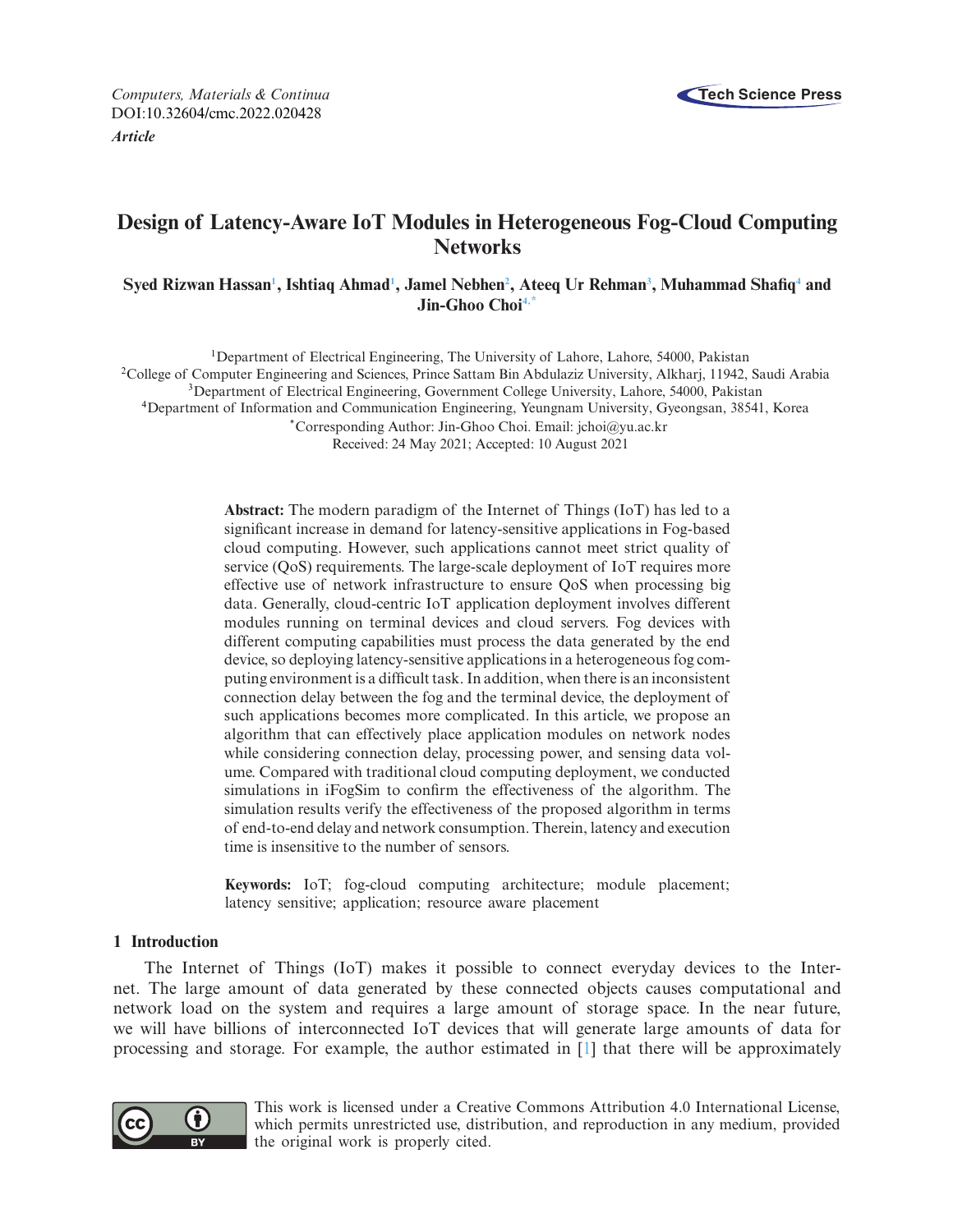*Computers, Materials & Continua*
DOI:10.32604/cmc.2022.020428
***Article***

# Design of Latency-Aware IoT Modules in Heterogeneous Fog-Cloud Computing Networks

**Syed Rizwan Hassan[1], Ishtiaq Ahmad[1], Jamel Nebhen[2], Ateeq Ur Rehman[3], Muhammad Shafiq[4] and Jin-Ghoo Choi[4,*]**

[1]Department of Electrical Engineering, The University of Lahore, Lahore, 54000, Pakistan
[2]College of Computer Engineering and Sciences, Prince Sattam Bin Abdulaziz University, Alkharj, 11942, Saudi Arabia
[3]Department of Electrical Engineering, Government College University, Lahore, 54000, Pakistan
[4]Department of Information and Communication Engineering, Yeungnam University, Gyeongsan, 38541, Korea
[*]Corresponding Author: Jin-Ghoo Choi. Email: jchoi@yu.ac.kr
Received: 24 May 2021; Accepted: 10 August 2021

**Abstract:** The modern paradigm of the Internet of Things (IoT) has led to a significant increase in demand for latency-sensitive applications in Fog-based cloud computing. However, such applications cannot meet strict quality of service (QoS) requirements. The large-scale deployment of IoT requires more effective use of network infrastructure to ensure QoS when processing big data. Generally, cloud-centric IoT application deployment involves different modules running on terminal devices and cloud servers. Fog devices with different computing capabilities must process the data generated by the end device, so deploying latency-sensitive applications in a heterogeneous fog computing environment is a difficult task. In addition, when there is an inconsistent connection delay between the fog and the terminal device, the deployment of such applications becomes more complicated. In this article, we propose an algorithm that can effectively place application modules on network nodes while considering connection delay, processing power, and sensing data volume. Compared with traditional cloud computing deployment, we conducted simulations in iFogSim to confirm the effectiveness of the algorithm. The simulation results verify the effectiveness of the proposed algorithm in terms of end-to-end delay and network consumption. Therein, latency and execution time is insensitive to the number of sensors.

**Keywords:** IoT; fog-cloud computing architecture; module placement; latency sensitive; application; resource aware placement

## 1 Introduction

The Internet of Things (IoT) makes it possible to connect everyday devices to the Internet. The large amount of data generated by these connected objects causes computational and network load on the system and requires a large amount of storage space. In the near future, we will have billions of interconnected IoT devices that will generate large amounts of data for processing and storage. For example, the author estimated in [1] that there will be approximately

This work is licensed under a Creative Commons Attribution 4.0 International License, which permits unrestricted use, distribution, and reproduction in any medium, provided the original work is properly cited.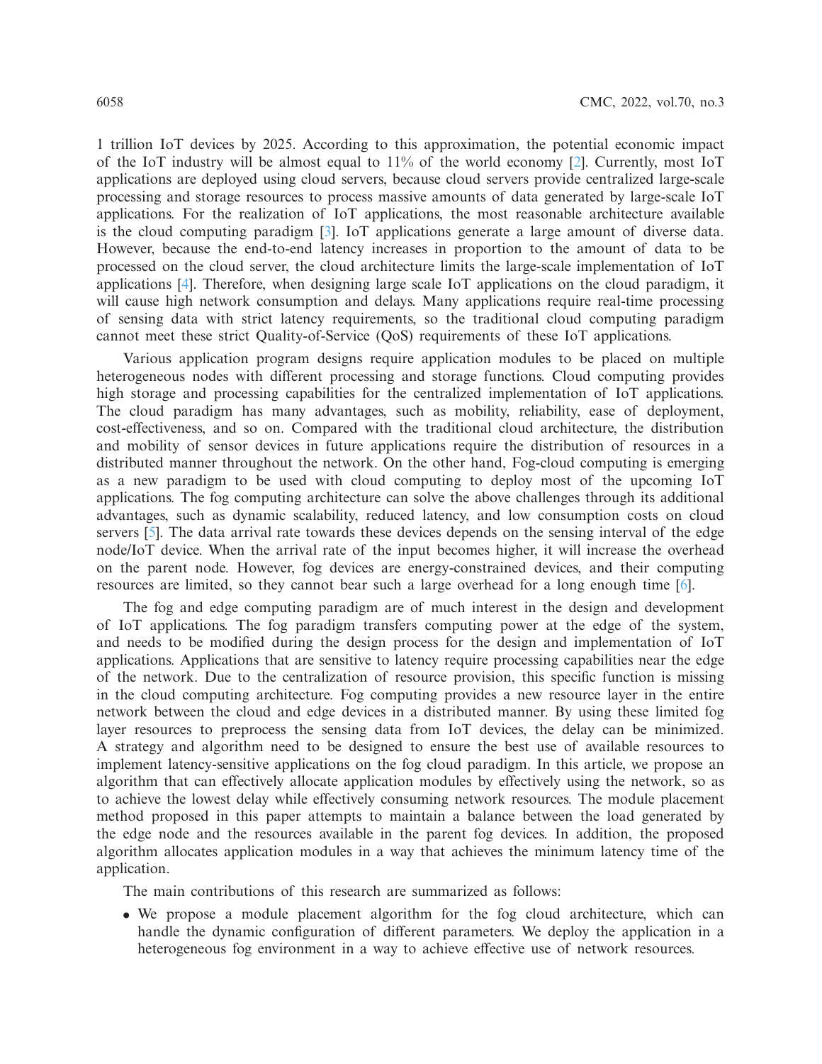1 trillion IoT devices by 2025. According to this approximation, the potential economic impact of the IoT industry will be almost equal to 11% of the world economy [2]. Currently, most IoT applications are deployed using cloud servers, because cloud servers provide centralized large-scale processing and storage resources to process massive amounts of data generated by large-scale IoT applications. For the realization of IoT applications, the most reasonable architecture available is the cloud computing paradigm [3]. IoT applications generate a large amount of diverse data. However, because the end-to-end latency increases in proportion to the amount of data to be processed on the cloud server, the cloud architecture limits the large-scale implementation of IoT applications [4]. Therefore, when designing large scale IoT applications on the cloud paradigm, it will cause high network consumption and delays. Many applications require real-time processing of sensing data with strict latency requirements, so the traditional cloud computing paradigm cannot meet these strict Quality-of-Service (QoS) requirements of these IoT applications.

Various application program designs require application modules to be placed on multiple heterogeneous nodes with different processing and storage functions. Cloud computing provides high storage and processing capabilities for the centralized implementation of IoT applications. The cloud paradigm has many advantages, such as mobility, reliability, ease of deployment, cost-effectiveness, and so on. Compared with the traditional cloud architecture, the distribution and mobility of sensor devices in future applications require the distribution of resources in a distributed manner throughout the network. On the other hand, Fog-cloud computing is emerging as a new paradigm to be used with cloud computing to deploy most of the upcoming IoT applications. The fog computing architecture can solve the above challenges through its additional advantages, such as dynamic scalability, reduced latency, and low consumption costs on cloud servers [5]. The data arrival rate towards these devices depends on the sensing interval of the edge node/IoT device. When the arrival rate of the input becomes higher, it will increase the overhead on the parent node. However, fog devices are energy-constrained devices, and their computing resources are limited, so they cannot bear such a large overhead for a long enough time [6].

The fog and edge computing paradigm are of much interest in the design and development of IoT applications. The fog paradigm transfers computing power at the edge of the system, and needs to be modified during the design process for the design and implementation of IoT applications. Applications that are sensitive to latency require processing capabilities near the edge of the network. Due to the centralization of resource provision, this specific function is missing in the cloud computing architecture. Fog computing provides a new resource layer in the entire network between the cloud and edge devices in a distributed manner. By using these limited fog layer resources to preprocess the sensing data from IoT devices, the delay can be minimized. A strategy and algorithm need to be designed to ensure the best use of available resources to implement latency-sensitive applications on the fog cloud paradigm. In this article, we propose an algorithm that can effectively allocate application modules by effectively using the network, so as to achieve the lowest delay while effectively consuming network resources. The module placement method proposed in this paper attempts to maintain a balance between the load generated by the edge node and the resources available in the parent fog devices. In addition, the proposed algorithm allocates application modules in a way that achieves the minimum latency time of the application.

The main contributions of this research are summarized as follows:

- We propose a module placement algorithm for the fog cloud architecture, which can handle the dynamic configuration of different parameters. We deploy the application in a heterogeneous fog environment in a way to achieve effective use of network resources.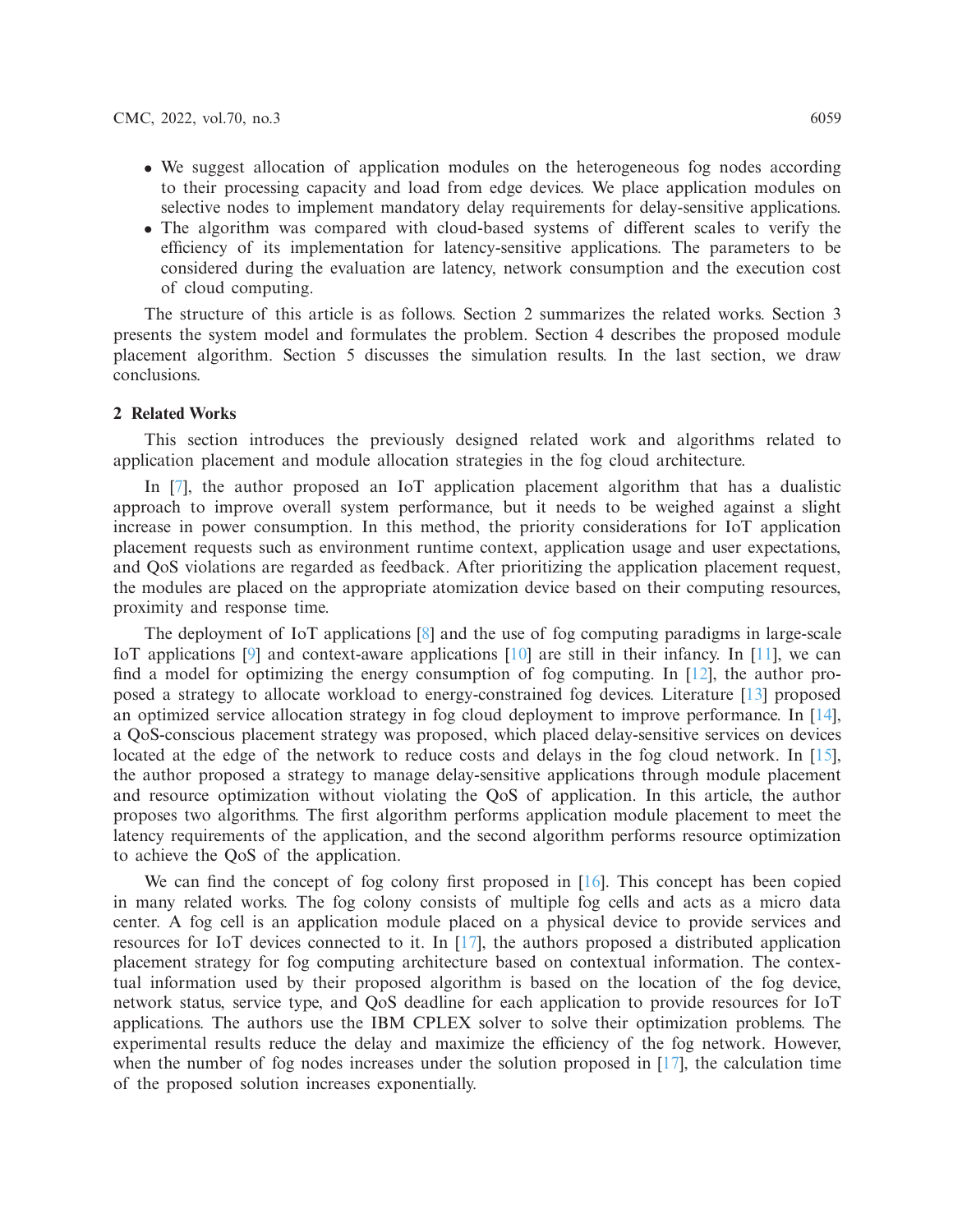- We suggest allocation of application modules on the heterogeneous fog nodes according to their processing capacity and load from edge devices. We place application modules on selective nodes to implement mandatory delay requirements for delay-sensitive applications.
- The algorithm was compared with cloud-based systems of different scales to verify the efficiency of its implementation for latency-sensitive applications. The parameters to be considered during the evaluation are latency, network consumption and the execution cost of cloud computing.

The structure of this article is as follows. Section 2 summarizes the related works. Section 3 presents the system model and formulates the problem. Section 4 describes the proposed module placement algorithm. Section 5 discusses the simulation results. In the last section, we draw conclusions.

## 2 Related Works

This section introduces the previously designed related work and algorithms related to application placement and module allocation strategies in the fog cloud architecture.

In [7], the author proposed an IoT application placement algorithm that has a dualistic approach to improve overall system performance, but it needs to be weighed against a slight increase in power consumption. In this method, the priority considerations for IoT application placement requests such as environment runtime context, application usage and user expectations, and QoS violations are regarded as feedback. After prioritizing the application placement request, the modules are placed on the appropriate atomization device based on their computing resources, proximity and response time.

The deployment of IoT applications [8] and the use of fog computing paradigms in large-scale IoT applications [9] and context-aware applications [10] are still in their infancy. In [11], we can find a model for optimizing the energy consumption of fog computing. In [12], the author proposed a strategy to allocate workload to energy-constrained fog devices. Literature [13] proposed an optimized service allocation strategy in fog cloud deployment to improve performance. In [14], a QoS-conscious placement strategy was proposed, which placed delay-sensitive services on devices located at the edge of the network to reduce costs and delays in the fog cloud network. In [15], the author proposed a strategy to manage delay-sensitive applications through module placement and resource optimization without violating the QoS of application. In this article, the author proposes two algorithms. The first algorithm performs application module placement to meet the latency requirements of the application, and the second algorithm performs resource optimization to achieve the QoS of the application.

We can find the concept of fog colony first proposed in [16]. This concept has been copied in many related works. The fog colony consists of multiple fog cells and acts as a micro data center. A fog cell is an application module placed on a physical device to provide services and resources for IoT devices connected to it. In [17], the authors proposed a distributed application placement strategy for fog computing architecture based on contextual information. The contextual information used by their proposed algorithm is based on the location of the fog device, network status, service type, and QoS deadline for each application to provide resources for IoT applications. The authors use the IBM CPLEX solver to solve their optimization problems. The experimental results reduce the delay and maximize the efficiency of the fog network. However, when the number of fog nodes increases under the solution proposed in [17], the calculation time of the proposed solution increases exponentially.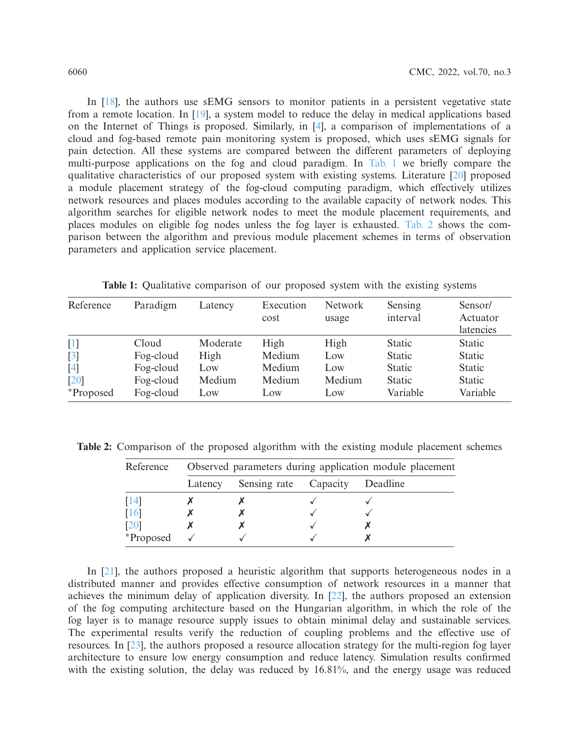In [18], the authors use sEMG sensors to monitor patients in a persistent vegetative state from a remote location. In [19], a system model to reduce the delay in medical applications based on the Internet of Things is proposed. Similarly, in [4], a comparison of implementations of a cloud and fog-based remote pain monitoring system is proposed, which uses sEMG signals for pain detection. All these systems are compared between the different parameters of deploying multi-purpose applications on the fog and cloud paradigm. In Tab. 1 we briefly compare the qualitative characteristics of our proposed system with existing systems. Literature [20] proposed a module placement strategy of the fog-cloud computing paradigm, which effectively utilizes network resources and places modules according to the available capacity of network nodes. This algorithm searches for eligible network nodes to meet the module placement requirements, and places modules on eligible fog nodes unless the fog layer is exhausted. Tab. 2 shows the comparison between the algorithm and previous module placement schemes in terms of observation parameters and application service placement.

**Table 1:** Qualitative comparison of our proposed system with the existing systems

| Reference | Paradigm | Latency | Execution cost | Network usage | Sensing interval | Sensor/ Actuator latencies |
|---|---|---|---|---|---|---|
| [1] | Cloud | Moderate | High | High | Static | Static |
| [3] | Fog-cloud | High | Medium | Low | Static | Static |
| [4] | Fog-cloud | Low | Medium | Low | Static | Static |
| [20] | Fog-cloud | Medium | Medium | Medium | Static | Static |
| *Proposed | Fog-cloud | Low | Low | Low | Variable | Variable |

**Table 2:** Comparison of the proposed algorithm with the existing module placement schemes

| Reference | Observed parameters during application module placement | | | |
|---|---|---|---|---|
| | Latency | Sensing rate | Capacity | Deadline |
| [14] | ✗ | ✗ | ✓ | ✓ |
| [16] | ✗ | ✗ | ✓ | ✓ |
| [20] | ✗ | ✗ | ✓ | ✗ |
| *Proposed | ✓ | ✓ | ✓ | ✗ |

In [21], the authors proposed a heuristic algorithm that supports heterogeneous nodes in a distributed manner and provides effective consumption of network resources in a manner that achieves the minimum delay of application diversity. In [22], the authors proposed an extension of the fog computing architecture based on the Hungarian algorithm, in which the role of the fog layer is to manage resource supply to obtain minimal delay and sustainable services. The experimental results verify the reduction of coupling problems and the effective use of resources. In [23], the authors proposed a resource allocation strategy for the multi-region fog layer architecture to ensure low energy consumption and reduce latency. Simulation results confirmed with the existing solution, the delay was reduced by 16.81%, and the energy usage was reduced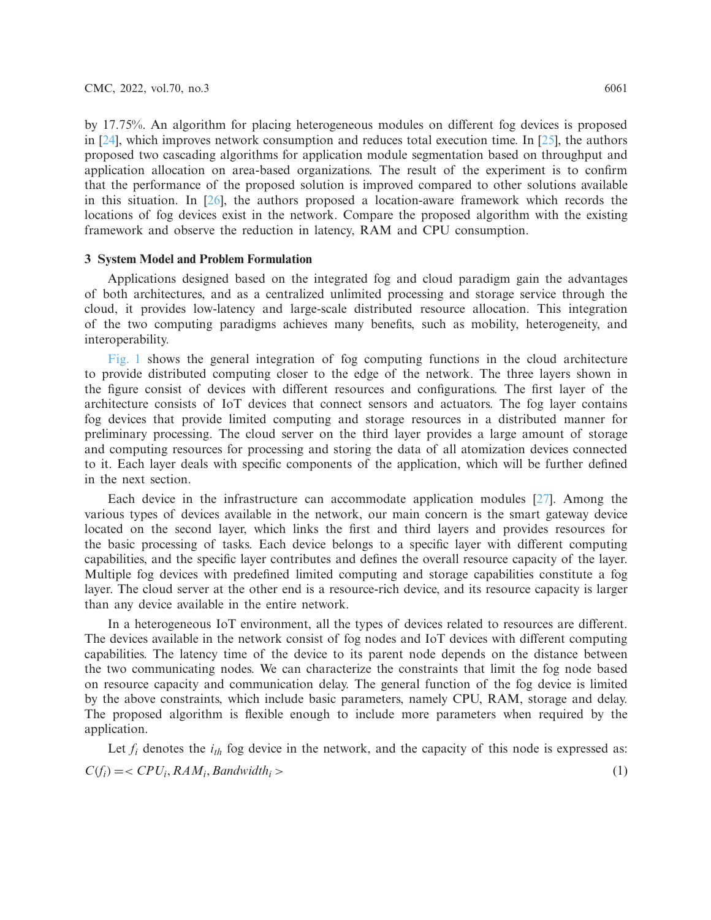by 17.75%. An algorithm for placing heterogeneous modules on different fog devices is proposed in [24], which improves network consumption and reduces total execution time. In [25], the authors proposed two cascading algorithms for application module segmentation based on throughput and application allocation on area-based organizations. The result of the experiment is to confirm that the performance of the proposed solution is improved compared to other solutions available in this situation. In [26], the authors proposed a location-aware framework which records the locations of fog devices exist in the network. Compare the proposed algorithm with the existing framework and observe the reduction in latency, RAM and CPU consumption.

## 3 System Model and Problem Formulation

Applications designed based on the integrated fog and cloud paradigm gain the advantages of both architectures, and as a centralized unlimited processing and storage service through the cloud, it provides low-latency and large-scale distributed resource allocation. This integration of the two computing paradigms achieves many benefits, such as mobility, heterogeneity, and interoperability.

Fig. 1 shows the general integration of fog computing functions in the cloud architecture to provide distributed computing closer to the edge of the network. The three layers shown in the figure consist of devices with different resources and configurations. The first layer of the architecture consists of IoT devices that connect sensors and actuators. The fog layer contains fog devices that provide limited computing and storage resources in a distributed manner for preliminary processing. The cloud server on the third layer provides a large amount of storage and computing resources for processing and storing the data of all atomization devices connected to it. Each layer deals with specific components of the application, which will be further defined in the next section.

Each device in the infrastructure can accommodate application modules [27]. Among the various types of devices available in the network, our main concern is the smart gateway device located on the second layer, which links the first and third layers and provides resources for the basic processing of tasks. Each device belongs to a specific layer with different computing capabilities, and the specific layer contributes and defines the overall resource capacity of the layer. Multiple fog devices with predefined limited computing and storage capabilities constitute a fog layer. The cloud server at the other end is a resource-rich device, and its resource capacity is larger than any device available in the entire network.

In a heterogeneous IoT environment, all the types of devices related to resources are different. The devices available in the network consist of fog nodes and IoT devices with different computing capabilities. The latency time of the device to its parent node depends on the distance between the two communicating nodes. We can characterize the constraints that limit the fog node based on resource capacity and communication delay. The general function of the fog device is limited by the above constraints, which include basic parameters, namely CPU, RAM, storage and delay. The proposed algorithm is flexible enough to include more parameters when required by the application.

Let $f_i$ denotes the $i_{th}$ fog device in the network, and the capacity of this node is expressed as:

$$C(f_i) = < CPU_i, RAM_i, Bandwidth_i > \tag{1}$$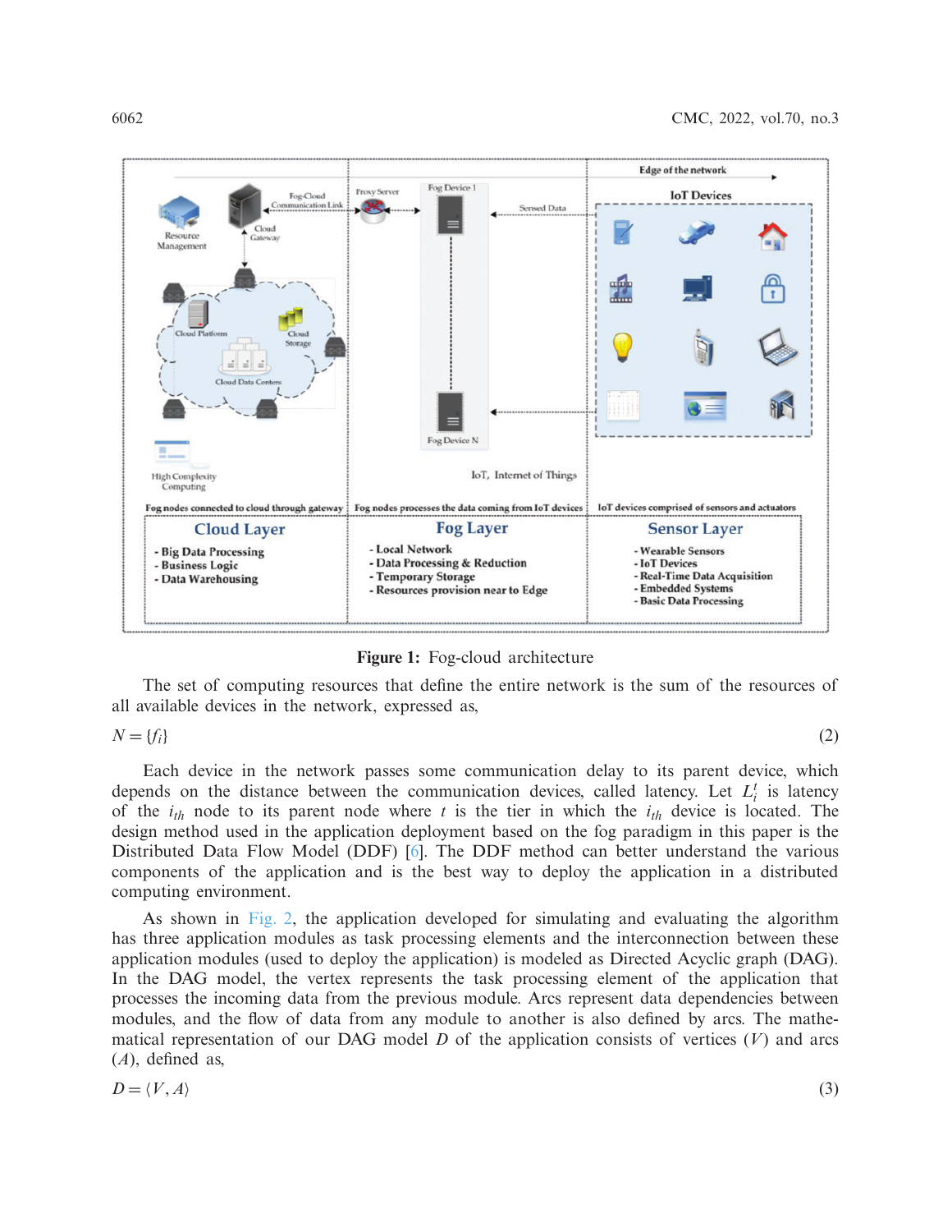**Figure 1:** Fog-cloud architecture

The set of computing resources that define the entire network is the sum of the resources of all available devices in the network, expressed as,

$$N = \{f_i\} \tag{2}$$

Each device in the network passes some communication delay to its parent device, which depends on the distance between the communication devices, called latency. Let $L_i^t$ is latency of the $i_{th}$ node to its parent node where $t$ is the tier in which the $i_{th}$ device is located. The design method used in the application deployment based on the fog paradigm in this paper is the Distributed Data Flow Model (DDF) [6]. The DDF method can better understand the various components of the application and is the best way to deploy the application in a distributed computing environment.

As shown in Fig. 2, the application developed for simulating and evaluating the algorithm has three application modules as task processing elements and the interconnection between these application modules (used to deploy the application) is modeled as Directed Acyclic graph (DAG). In the DAG model, the vertex represents the task processing element of the application that processes the incoming data from the previous module. Arcs represent data dependencies between modules, and the flow of data from any module to another is also defined by arcs. The mathematical representation of our DAG model $D$ of the application consists of vertices ($V$) and arcs ($A$), defined as,

$$D = \langle V, A \rangle \tag{3}$$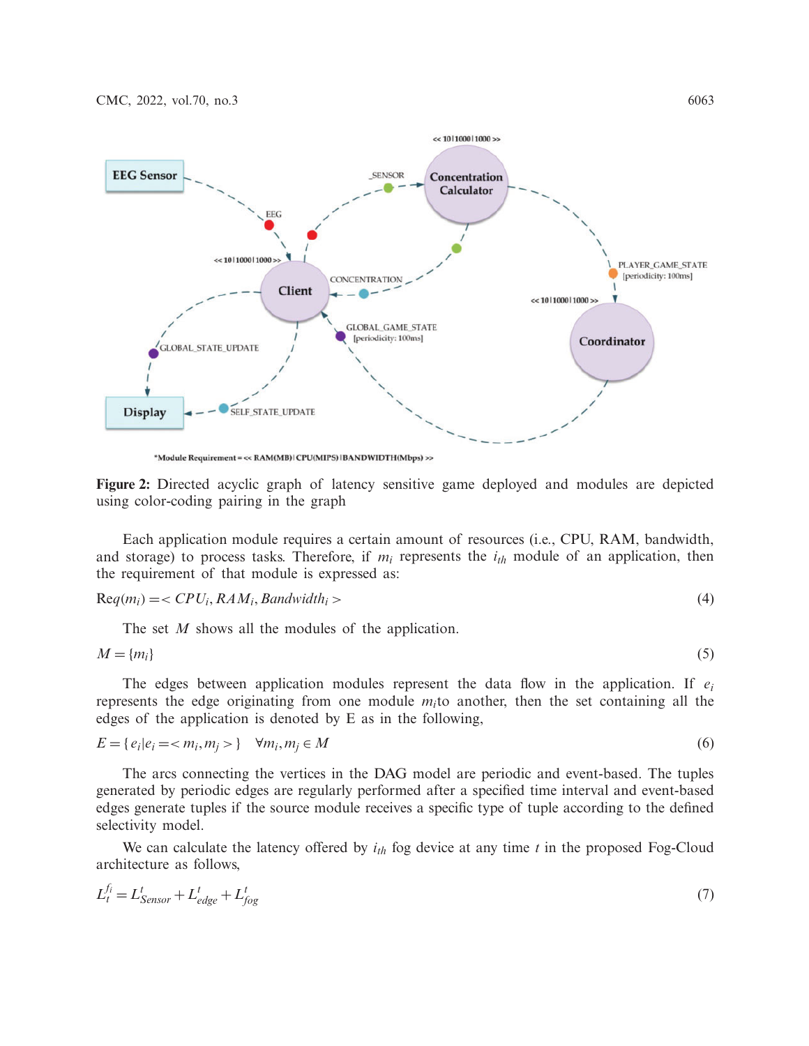**Figure 2:** Directed acyclic graph of latency sensitive game deployed and modules are depicted using color-coding pairing in the graph

Each application module requires a certain amount of resources (i.e., CPU, RAM, bandwidth, and storage) to process tasks. Therefore, if $m_i$ represents the $i_{th}$ module of an application, then the requirement of that module is expressed as:

$$Req(m_i) = < CPU_i, RAM_i, Bandwidth_i > \tag{4}$$

The set $M$ shows all the modules of the application.

$$M = \{m_i\} \tag{5}$$

The edges between application modules represent the data flow in the application. If $e_i$ represents the edge originating from one module $m_i$to another, then the set containing all the edges of the application is denoted by E as in the following,

$$E = \{ e_i | e_i = < m_i, m_j > \} \quad \forall m_i, m_j \in M \tag{6}$$

The arcs connecting the vertices in the DAG model are periodic and event-based. The tuples generated by periodic edges are regularly performed after a specified time interval and event-based edges generate tuples if the source module receives a specific type of tuple according to the defined selectivity model.

We can calculate the latency offered by $i_{th}$ fog device at any time $t$ in the proposed Fog-Cloud architecture as follows,

$$L_t^{f_i} = L_{Sensor}^t + L_{edge}^t + L_{fog}^t \tag{7}$$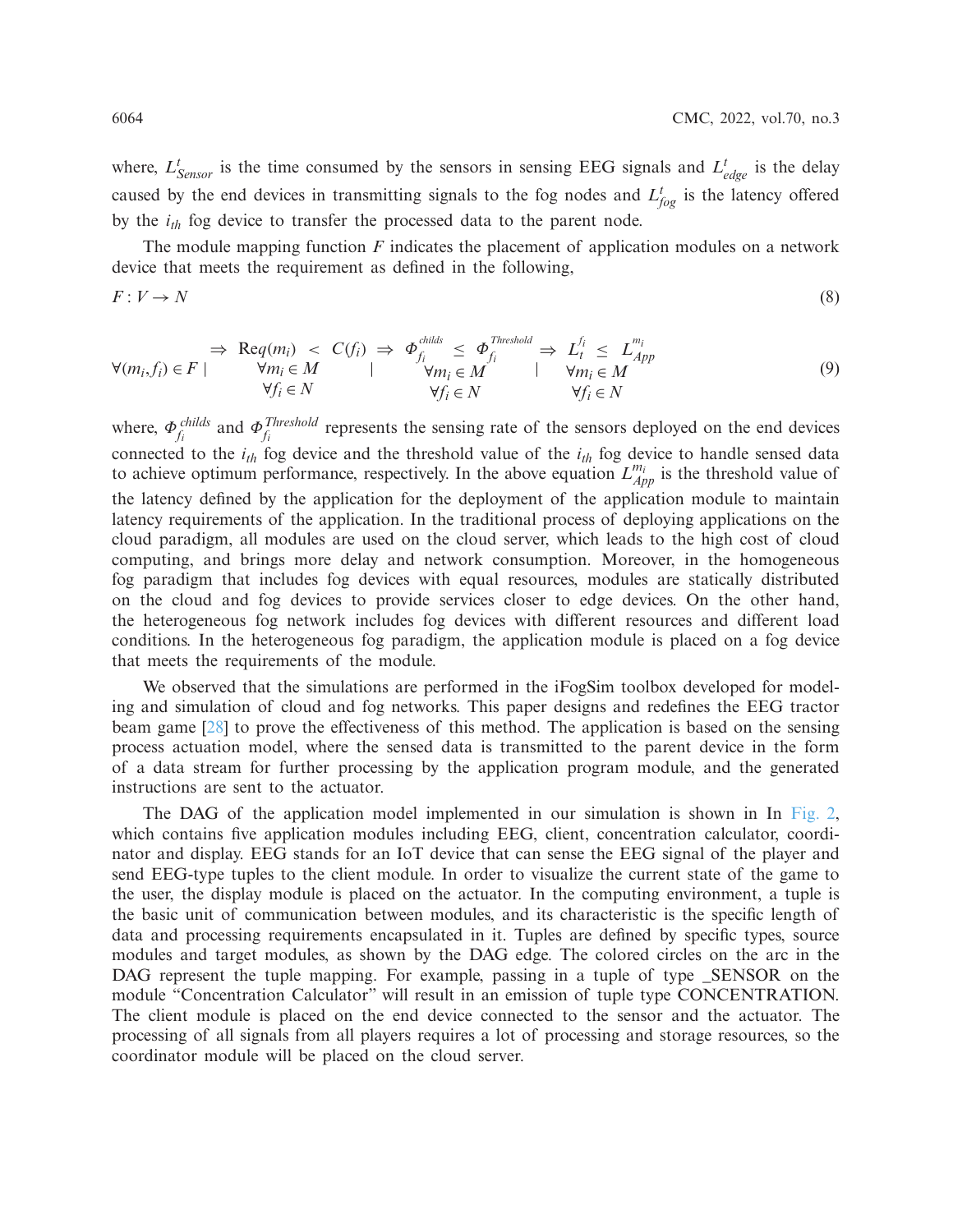where, $L^{t}_{Sensor}$ is the time consumed by the sensors in sensing EEG signals and $L^{t}_{edge}$ is the delay caused by the end devices in transmitting signals to the fog nodes and $L^{t}_{fog}$ is the latency offered by the $i_{th}$ fog device to transfer the processed data to the parent node.

The module mapping function $F$ indicates the placement of application modules on a network device that meets the requirement as defined in the following,

$$F : V \rightarrow N \tag{8}$$

$$\forall (m_i, f_i) \in F \mid \begin{array}{c} \Rightarrow \ \text{Req}(m_i) \ < \ C(f_i) \\ \forall m_i \in M \\ \forall f_i \in N \end{array} \ \Bigg| \ \begin{array}{c} \Rightarrow \ \Phi^{childs}_{f_i} \ \le \ \Phi^{Threshold}_{f_i} \\ \forall m_i \in M \\ \forall f_i \in N \end{array} \ \Bigg| \ \begin{array}{c} \Rightarrow \ L^{f_i}_{t} \ \le \ L^{m_i}_{App} \\ \forall m_i \in M \\ \forall f_i \in N \end{array} \tag{9}$$

where, $\Phi^{childs}_{f_i}$ and $\Phi^{Threshold}_{f_i}$ represents the sensing rate of the sensors deployed on the end devices connected to the $i_{th}$ fog device and the threshold value of the $i_{th}$ fog device to handle sensed data to achieve optimum performance, respectively. In the above equation $L^{m_i}_{App}$ is the threshold value of the latency defined by the application for the deployment of the application module to maintain latency requirements of the application. In the traditional process of deploying applications on the cloud paradigm, all modules are used on the cloud server, which leads to the high cost of cloud computing, and brings more delay and network consumption. Moreover, in the homogeneous fog paradigm that includes fog devices with equal resources, modules are statically distributed on the cloud and fog devices to provide services closer to edge devices. On the other hand, the heterogeneous fog network includes fog devices with different resources and different load conditions. In the heterogeneous fog paradigm, the application module is placed on a fog device that meets the requirements of the module.

We observed that the simulations are performed in the iFogSim toolbox developed for modeling and simulation of cloud and fog networks. This paper designs and redefines the EEG tractor beam game [28] to prove the effectiveness of this method. The application is based on the sensing process actuation model, where the sensed data is transmitted to the parent device in the form of a data stream for further processing by the application program module, and the generated instructions are sent to the actuator.

The DAG of the application model implemented in our simulation is shown in In Fig. 2, which contains five application modules including EEG, client, concentration calculator, coordinator and display. EEG stands for an IoT device that can sense the EEG signal of the player and send EEG-type tuples to the client module. In order to visualize the current state of the game to the user, the display module is placed on the actuator. In the computing environment, a tuple is the basic unit of communication between modules, and its characteristic is the specific length of data and processing requirements encapsulated in it. Tuples are defined by specific types, source modules and target modules, as shown by the DAG edge. The colored circles on the arc in the DAG represent the tuple mapping. For example, passing in a tuple of type _SENSOR on the module "Concentration Calculator" will result in an emission of tuple type CONCENTRATION. The client module is placed on the end device connected to the sensor and the actuator. The processing of all signals from all players requires a lot of processing and storage resources, so the coordinator module will be placed on the cloud server.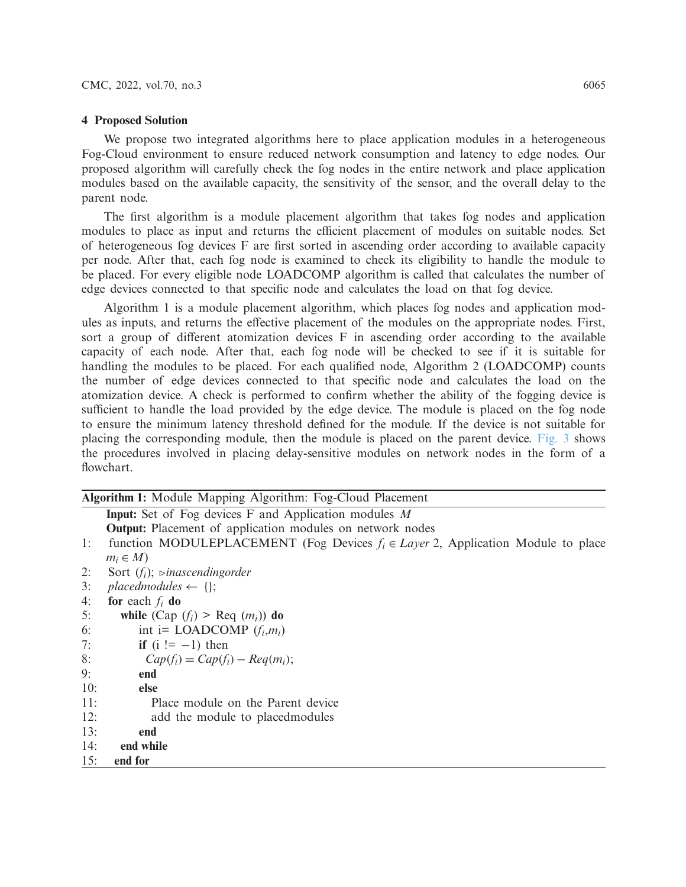## 4 Proposed Solution

We propose two integrated algorithms here to place application modules in a heterogeneous Fog-Cloud environment to ensure reduced network consumption and latency to edge nodes. Our proposed algorithm will carefully check the fog nodes in the entire network and place application modules based on the available capacity, the sensitivity of the sensor, and the overall delay to the parent node.

The first algorithm is a module placement algorithm that takes fog nodes and application modules to place as input and returns the efficient placement of modules on suitable nodes. Set of heterogeneous fog devices F are first sorted in ascending order according to available capacity per node. After that, each fog node is examined to check its eligibility to handle the module to be placed. For every eligible node LOADCOMP algorithm is called that calculates the number of edge devices connected to that specific node and calculates the load on that fog device.

Algorithm 1 is a module placement algorithm, which places fog nodes and application modules as inputs, and returns the effective placement of the modules on the appropriate nodes. First, sort a group of different atomization devices F in ascending order according to the available capacity of each node. After that, each fog node will be checked to see if it is suitable for handling the modules to be placed. For each qualified node, Algorithm 2 (LOADCOMP) counts the number of edge devices connected to that specific node and calculates the load on the atomization device. A check is performed to confirm whether the ability of the fogging device is sufficient to handle the load provided by the edge device. The module is placed on the fog node to ensure the minimum latency threshold defined for the module. If the device is not suitable for placing the corresponding module, then the module is placed on the parent device. Fig. 3 shows the procedures involved in placing delay-sensitive modules on network nodes in the form of a flowchart.

**Algorithm 1:** Module Mapping Algorithm: Fog-Cloud Placement

**Input:** Set of Fog devices F and Application modules $M$
**Output:** Placement of application modules on network nodes

1: function MODULEPLACEMENT (Fog Devices $f_i \in Layer\ 2$, Application Module to place $m_i \in M$)
2: Sort ($f_i$); ▹*inascendingorder*
3: *placedmodules* ← {};
4: **for** each $f_i$ **do**
5: **while** (Cap ($f_i$) > Req ($m_i$)) **do**
6: int i= LOADCOMP ($f_i$,$m_i$)
7: **if** (i != −1) then
8: $Cap(f_i) = Cap(f_i) - Req(m_i)$;
9: **end**
10: **else**
11: Place module on the Parent device
12: add the module to placedmodules
13: **end**
14: **end while**
15: **end for**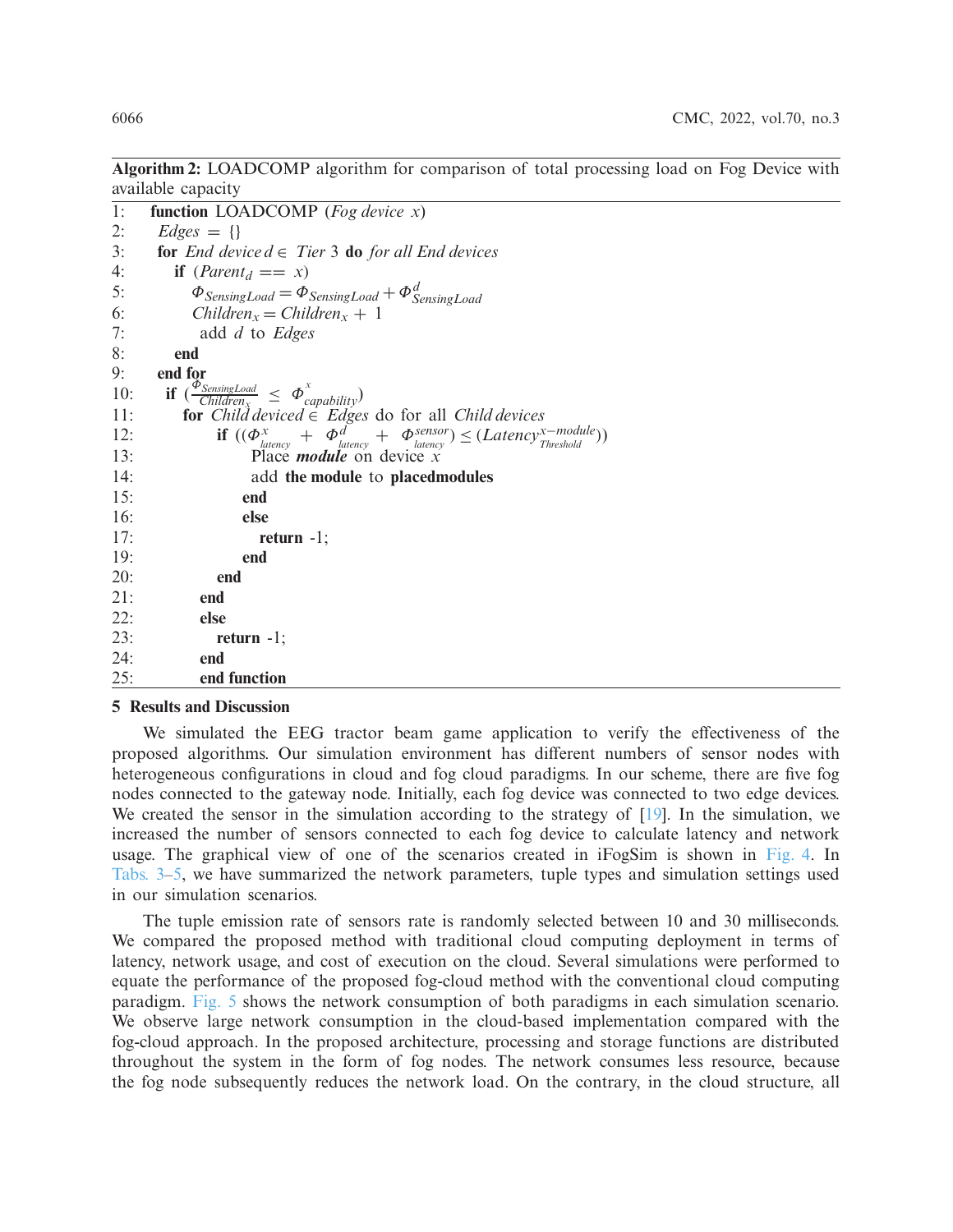**Algorithm 2:** LOADCOMP algorithm for comparison of total processing load on Fog Device with available capacity

```
1:   function LOADCOMP (Fog device x)
2:     Edges = {}
3:     for End device d ∈ Tier 3 do for all End devices
4:       if (Parent_d == x)
5:         Φ_SensingLoad = Φ_SensingLoad + Φ^d_SensingLoad
6:         Children_x = Children_x + 1
7:          add d to Edges
8:       end
9:     end for
10:    if (Φ_SensingLoad / Children_x ≤ Φ^x_capability)
11:      for Child deviced ∈ Edges do for all Child devices
12:          if ((Φ^x_latency + Φ^d_latency + Φ^sensor_latency) ≤ (Latency^(x−module)_Threshold))
13:               Place module on device x
14:               add the module to placedmodules
15:             end
16:             else
17:               return -1;
19:             end
20:          end
21:       end
22:       else
23:          return -1;
24:       end
25:       end function
```

## 5 Results and Discussion

We simulated the EEG tractor beam game application to verify the effectiveness of the proposed algorithms. Our simulation environment has different numbers of sensor nodes with heterogeneous configurations in cloud and fog cloud paradigms. In our scheme, there are five fog nodes connected to the gateway node. Initially, each fog device was connected to two edge devices. We created the sensor in the simulation according to the strategy of [19]. In the simulation, we increased the number of sensors connected to each fog device to calculate latency and network usage. The graphical view of one of the scenarios created in iFogSim is shown in Fig. 4. In Tabs. 3–5, we have summarized the network parameters, tuple types and simulation settings used in our simulation scenarios.

The tuple emission rate of sensors rate is randomly selected between 10 and 30 milliseconds. We compared the proposed method with traditional cloud computing deployment in terms of latency, network usage, and cost of execution on the cloud. Several simulations were performed to equate the performance of the proposed fog-cloud method with the conventional cloud computing paradigm. Fig. 5 shows the network consumption of both paradigms in each simulation scenario. We observe large network consumption in the cloud-based implementation compared with the fog-cloud approach. In the proposed architecture, processing and storage functions are distributed throughout the system in the form of fog nodes. The network consumes less resource, because the fog node subsequently reduces the network load. On the contrary, in the cloud structure, all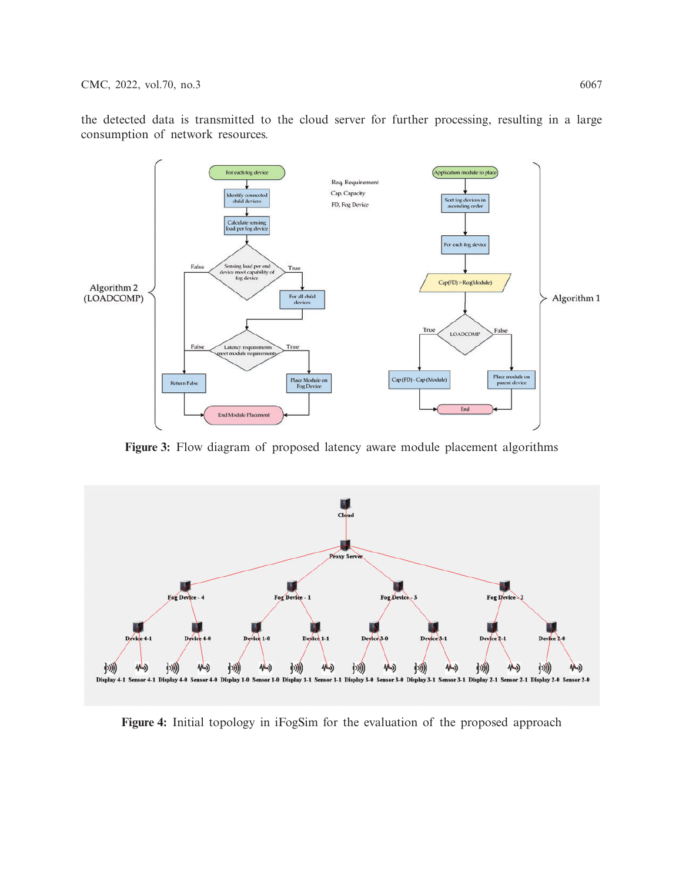the detected data is transmitted to the cloud server for further processing, resulting in a large consumption of network resources.

**Figure 3:** Flow diagram of proposed latency aware module placement algorithms

**Figure 4:** Initial topology in iFogSim for the evaluation of the proposed approach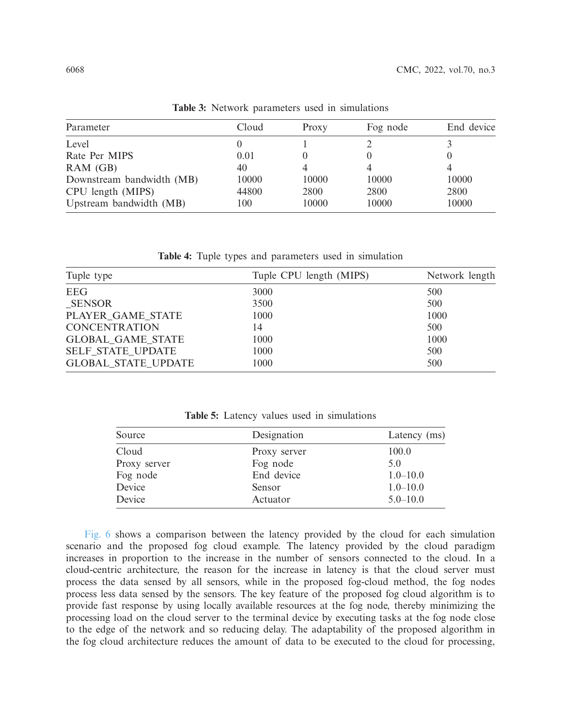**Table 3:** Network parameters used in simulations

| Parameter | Cloud | Proxy | Fog node | End device |
|---|---|---|---|---|
| Level | 0 | 1 | 2 | 3 |
| Rate Per MIPS | 0.01 | 0 | 0 | 0 |
| RAM (GB) | 40 | 4 | 4 | 4 |
| Downstream bandwidth (MB) | 10000 | 10000 | 10000 | 10000 |
| CPU length (MIPS) | 44800 | 2800 | 2800 | 2800 |
| Upstream bandwidth (MB) | 100 | 10000 | 10000 | 10000 |

**Table 4:** Tuple types and parameters used in simulation

| Tuple type | Tuple CPU length (MIPS) | Network length |
|---|---|---|
| EEG | 3000 | 500 |
| _SENSOR | 3500 | 500 |
| PLAYER_GAME_STATE | 1000 | 1000 |
| CONCENTRATION | 14 | 500 |
| GLOBAL_GAME_STATE | 1000 | 1000 |
| SELF_STATE_UPDATE | 1000 | 500 |
| GLOBAL_STATE_UPDATE | 1000 | 500 |

**Table 5:** Latency values used in simulations

| Source | Designation | Latency (ms) |
|---|---|---|
| Cloud | Proxy server | 100.0 |
| Proxy server | Fog node | 5.0 |
| Fog node | End device | 1.0–10.0 |
| Device | Sensor | 1.0–10.0 |
| Device | Actuator | 5.0–10.0 |

Fig. 6 shows a comparison between the latency provided by the cloud for each simulation scenario and the proposed fog cloud example. The latency provided by the cloud paradigm increases in proportion to the increase in the number of sensors connected to the cloud. In a cloud-centric architecture, the reason for the increase in latency is that the cloud server must process the data sensed by all sensors, while in the proposed fog-cloud method, the fog nodes process less data sensed by the sensors. The key feature of the proposed fog cloud algorithm is to provide fast response by using locally available resources at the fog node, thereby minimizing the processing load on the cloud server to the terminal device by executing tasks at the fog node close to the edge of the network and so reducing delay. The adaptability of the proposed algorithm in the fog cloud architecture reduces the amount of data to be executed to the cloud for processing,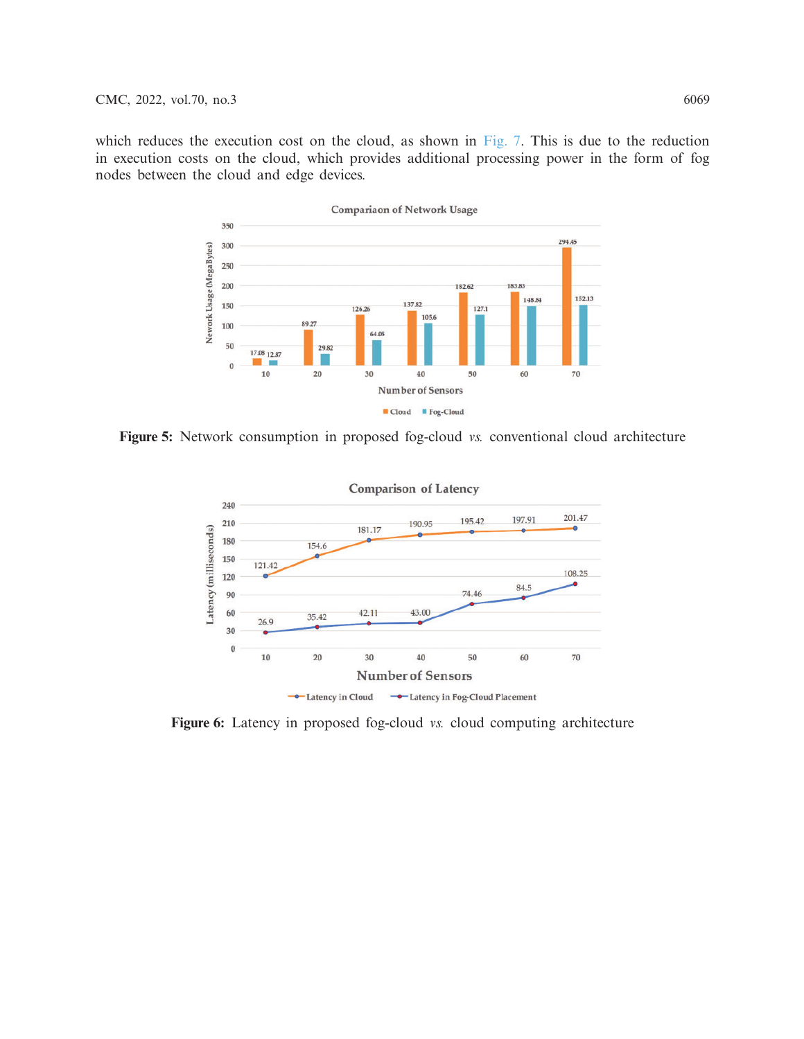which reduces the execution cost on the cloud, as shown in Fig. 7. This is due to the reduction in execution costs on the cloud, which provides additional processing power in the form of fog nodes between the cloud and edge devices.

**Figure 5:** Network consumption in proposed fog-cloud *vs.* conventional cloud architecture

**Figure 6:** Latency in proposed fog-cloud *vs.* cloud computing architecture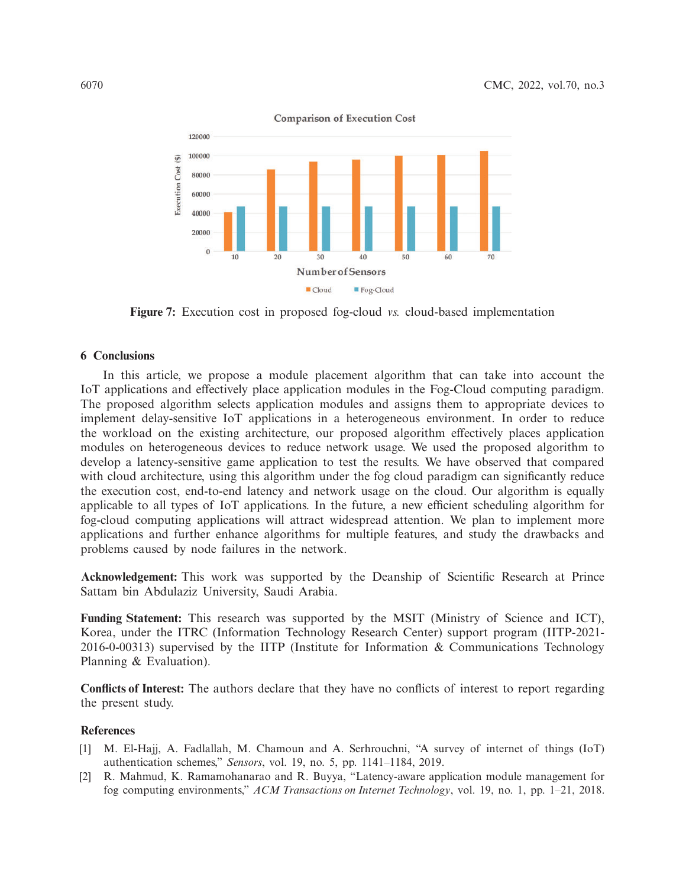Figure 7: Execution cost in proposed fog-cloud *vs.* cloud-based implementation

## 6 Conclusions

In this article, we propose a module placement algorithm that can take into account the IoT applications and effectively place application modules in the Fog-Cloud computing paradigm. The proposed algorithm selects application modules and assigns them to appropriate devices to implement delay-sensitive IoT applications in a heterogeneous environment. In order to reduce the workload on the existing architecture, our proposed algorithm effectively places application modules on heterogeneous devices to reduce network usage. We used the proposed algorithm to develop a latency-sensitive game application to test the results. We have observed that compared with cloud architecture, using this algorithm under the fog cloud paradigm can significantly reduce the execution cost, end-to-end latency and network usage on the cloud. Our algorithm is equally applicable to all types of IoT applications. In the future, a new efficient scheduling algorithm for fog-cloud computing applications will attract widespread attention. We plan to implement more applications and further enhance algorithms for multiple features, and study the drawbacks and problems caused by node failures in the network.

**Acknowledgement:** This work was supported by the Deanship of Scientific Research at Prince Sattam bin Abdulaziz University, Saudi Arabia.

**Funding Statement:** This research was supported by the MSIT (Ministry of Science and ICT), Korea, under the ITRC (Information Technology Research Center) support program (IITP-2021-2016-0-00313) supervised by the IITP (Institute for Information & Communications Technology Planning & Evaluation).

**Conflicts of Interest:** The authors declare that they have no conflicts of interest to report regarding the present study.

## References

[1] M. El-Hajj, A. Fadlallah, M. Chamoun and A. Serhrouchni, "A survey of internet of things (IoT) authentication schemes," *Sensors*, vol. 19, no. 5, pp. 1141–1184, 2019.

[2] R. Mahmud, K. Ramamohanarao and R. Buyya, "Latency-aware application module management for fog computing environments," *ACM Transactions on Internet Technology*, vol. 19, no. 1, pp. 1–21, 2018.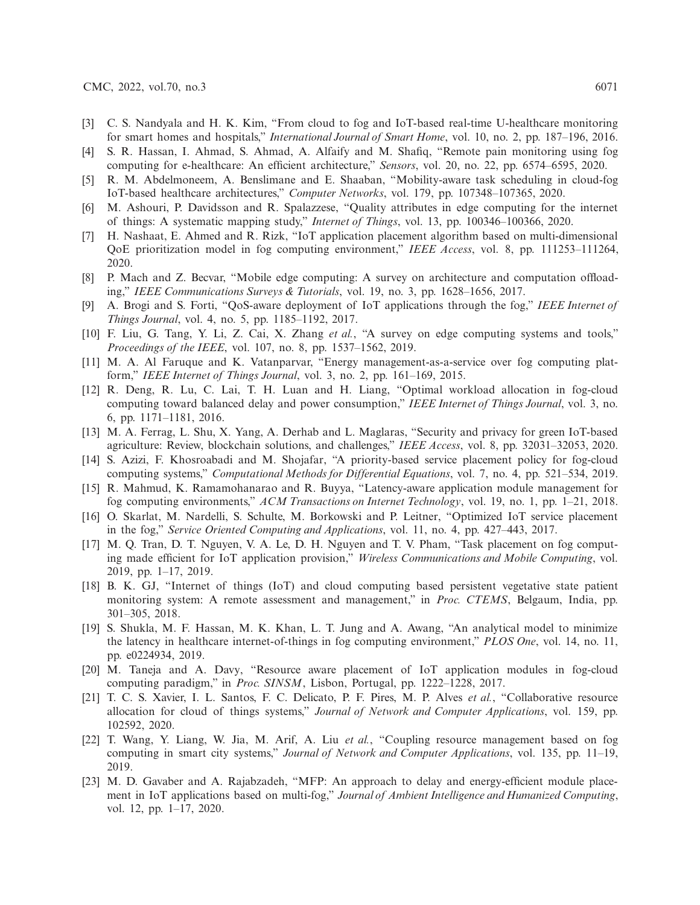[3] C. S. Nandyala and H. K. Kim, "From cloud to fog and IoT-based real-time U-healthcare monitoring for smart homes and hospitals," *International Journal of Smart Home*, vol. 10, no. 2, pp. 187–196, 2016.

[4] S. R. Hassan, I. Ahmad, S. Ahmad, A. Alfaify and M. Shafiq, "Remote pain monitoring using fog computing for e-healthcare: An efficient architecture," *Sensors*, vol. 20, no. 22, pp. 6574–6595, 2020.

[5] R. M. Abdelmoneem, A. Benslimane and E. Shaaban, "Mobility-aware task scheduling in cloud-fog IoT-based healthcare architectures," *Computer Networks*, vol. 179, pp. 107348–107365, 2020.

[6] M. Ashouri, P. Davidsson and R. Spalazzese, "Quality attributes in edge computing for the internet of things: A systematic mapping study," *Internet of Things*, vol. 13, pp. 100346–100366, 2020.

[7] H. Nashaat, E. Ahmed and R. Rizk, "IoT application placement algorithm based on multi-dimensional QoE prioritization model in fog computing environment," *IEEE Access*, vol. 8, pp. 111253–111264, 2020.

[8] P. Mach and Z. Becvar, "Mobile edge computing: A survey on architecture and computation offloading," *IEEE Communications Surveys & Tutorials*, vol. 19, no. 3, pp. 1628–1656, 2017.

[9] A. Brogi and S. Forti, "QoS-aware deployment of IoT applications through the fog," *IEEE Internet of Things Journal*, vol. 4, no. 5, pp. 1185–1192, 2017.

[10] F. Liu, G. Tang, Y. Li, Z. Cai, X. Zhang *et al.*, "A survey on edge computing systems and tools," *Proceedings of the IEEE*, vol. 107, no. 8, pp. 1537–1562, 2019.

[11] M. A. Al Faruque and K. Vatanparvar, "Energy management-as-a-service over fog computing platform," *IEEE Internet of Things Journal*, vol. 3, no. 2, pp. 161–169, 2015.

[12] R. Deng, R. Lu, C. Lai, T. H. Luan and H. Liang, "Optimal workload allocation in fog-cloud computing toward balanced delay and power consumption," *IEEE Internet of Things Journal*, vol. 3, no. 6, pp. 1171–1181, 2016.

[13] M. A. Ferrag, L. Shu, X. Yang, A. Derhab and L. Maglaras, "Security and privacy for green IoT-based agriculture: Review, blockchain solutions, and challenges," *IEEE Access*, vol. 8, pp. 32031–32053, 2020.

[14] S. Azizi, F. Khosroabadi and M. Shojafar, "A priority-based service placement policy for fog-cloud computing systems," *Computational Methods for Differential Equations*, vol. 7, no. 4, pp. 521–534, 2019.

[15] R. Mahmud, K. Ramamohanarao and R. Buyya, "Latency-aware application module management for fog computing environments," *ACM Transactions on Internet Technology*, vol. 19, no. 1, pp. 1–21, 2018.

[16] O. Skarlat, M. Nardelli, S. Schulte, M. Borkowski and P. Leitner, "Optimized IoT service placement in the fog," *Service Oriented Computing and Applications*, vol. 11, no. 4, pp. 427–443, 2017.

[17] M. Q. Tran, D. T. Nguyen, V. A. Le, D. H. Nguyen and T. V. Pham, "Task placement on fog computing made efficient for IoT application provision," *Wireless Communications and Mobile Computing*, vol. 2019, pp. 1–17, 2019.

[18] B. K. GJ, "Internet of things (IoT) and cloud computing based persistent vegetative state patient monitoring system: A remote assessment and management," in *Proc. CTEMS*, Belgaum, India, pp. 301–305, 2018.

[19] S. Shukla, M. F. Hassan, M. K. Khan, L. T. Jung and A. Awang, "An analytical model to minimize the latency in healthcare internet-of-things in fog computing environment," *PLOS One*, vol. 14, no. 11, pp. e0224934, 2019.

[20] M. Taneja and A. Davy, "Resource aware placement of IoT application modules in fog-cloud computing paradigm," in *Proc. SINSM*, Lisbon, Portugal, pp. 1222–1228, 2017.

[21] T. C. S. Xavier, I. L. Santos, F. C. Delicato, P. F. Pires, M. P. Alves *et al.*, "Collaborative resource allocation for cloud of things systems," *Journal of Network and Computer Applications*, vol. 159, pp. 102592, 2020.

[22] T. Wang, Y. Liang, W. Jia, M. Arif, A. Liu *et al.*, "Coupling resource management based on fog computing in smart city systems," *Journal of Network and Computer Applications*, vol. 135, pp. 11–19, 2019.

[23] M. D. Gavaber and A. Rajabzadeh, "MFP: An approach to delay and energy-efficient module placement in IoT applications based on multi-fog," *Journal of Ambient Intelligence and Humanized Computing*, vol. 12, pp. 1–17, 2020.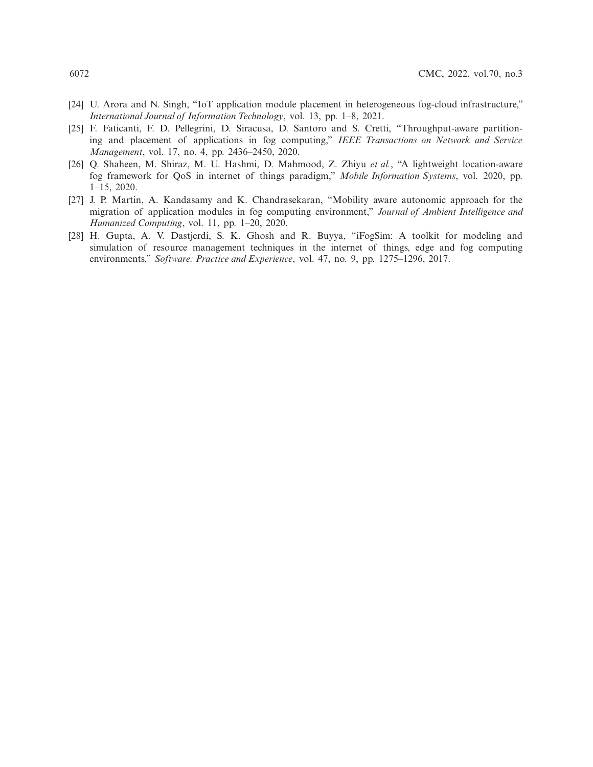[24] U. Arora and N. Singh, "IoT application module placement in heterogeneous fog-cloud infrastructure," *International Journal of Information Technology*, vol. 13, pp. 1–8, 2021.

[25] F. Faticanti, F. D. Pellegrini, D. Siracusa, D. Santoro and S. Cretti, "Throughput-aware partitioning and placement of applications in fog computing," *IEEE Transactions on Network and Service Management*, vol. 17, no. 4, pp. 2436–2450, 2020.

[26] Q. Shaheen, M. Shiraz, M. U. Hashmi, D. Mahmood, Z. Zhiyu *et al.*, "A lightweight location-aware fog framework for QoS in internet of things paradigm," *Mobile Information Systems*, vol. 2020, pp. 1–15, 2020.

[27] J. P. Martin, A. Kandasamy and K. Chandrasekaran, "Mobility aware autonomic approach for the migration of application modules in fog computing environment," *Journal of Ambient Intelligence and Humanized Computing*, vol. 11, pp. 1–20, 2020.

[28] H. Gupta, A. V. Dastjerdi, S. K. Ghosh and R. Buyya, "iFogSim: A toolkit for modeling and simulation of resource management techniques in the internet of things, edge and fog computing environments," *Software: Practice and Experience*, vol. 47, no. 9, pp. 1275–1296, 2017.